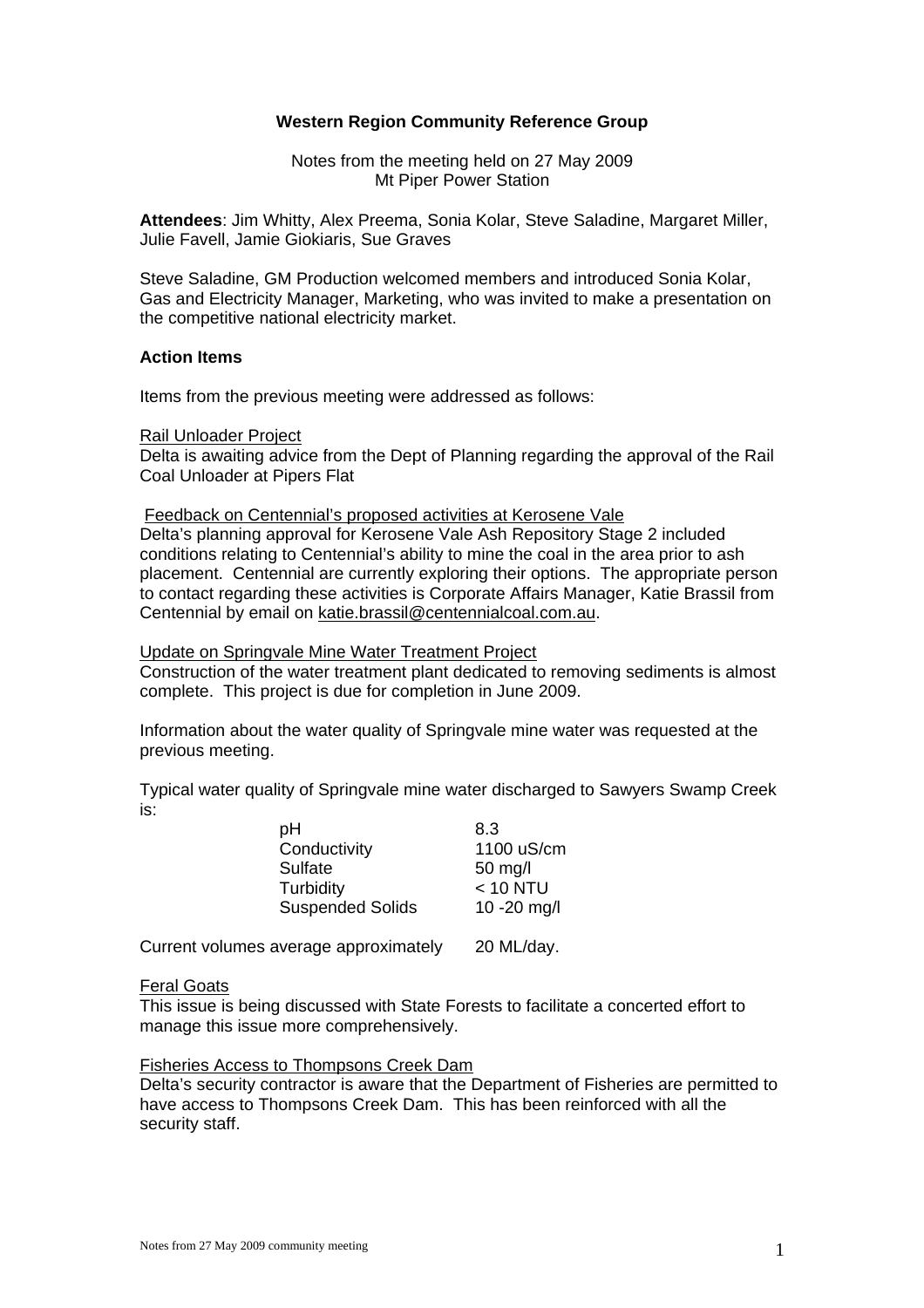**Western Region Community Reference Group**

Notes from the meeting held on 27 May 2009
Mt Piper Power Station

**Attendees**: Jim Whitty, Alex Preema, Sonia Kolar, Steve Saladine, Margaret Miller, Julie Favell, Jamie Giokiaris, Sue Graves

Steve Saladine, GM Production welcomed members and introduced Sonia Kolar, Gas and Electricity Manager, Marketing, who was invited to make a presentation on the competitive national electricity market.

**Action Items**

Items from the previous meeting were addressed as follows:

Rail Unloader Project
Delta is awaiting advice from the Dept of Planning regarding the approval of the Rail Coal Unloader at Pipers Flat

Feedback on Centennial's proposed activities at Kerosene Vale
Delta's planning approval for Kerosene Vale Ash Repository Stage 2 included conditions relating to Centennial's ability to mine the coal in the area prior to ash placement. Centennial are currently exploring their options. The appropriate person to contact regarding these activities is Corporate Affairs Manager, Katie Brassil from Centennial by email on katie.brassil@centennialcoal.com.au.

Update on Springvale Mine Water Treatment Project
Construction of the water treatment plant dedicated to removing sediments is almost complete. This project is due for completion in June 2009.

Information about the water quality of Springvale mine water was requested at the previous meeting.

Typical water quality of Springvale mine water discharged to Sawyers Swamp Creek is:

| | |
|---|---|
| pH | 8.3 |
| Conductivity | 1100 uS/cm |
| Sulfate | 50 mg/l |
| Turbidity | < 10 NTU |
| Suspended Solids | 10 -20 mg/l |

Current volumes average approximately 20 ML/day.

Feral Goats
This issue is being discussed with State Forests to facilitate a concerted effort to manage this issue more comprehensively.

Fisheries Access to Thompsons Creek Dam
Delta's security contractor is aware that the Department of Fisheries are permitted to have access to Thompsons Creek Dam. This has been reinforced with all the security staff.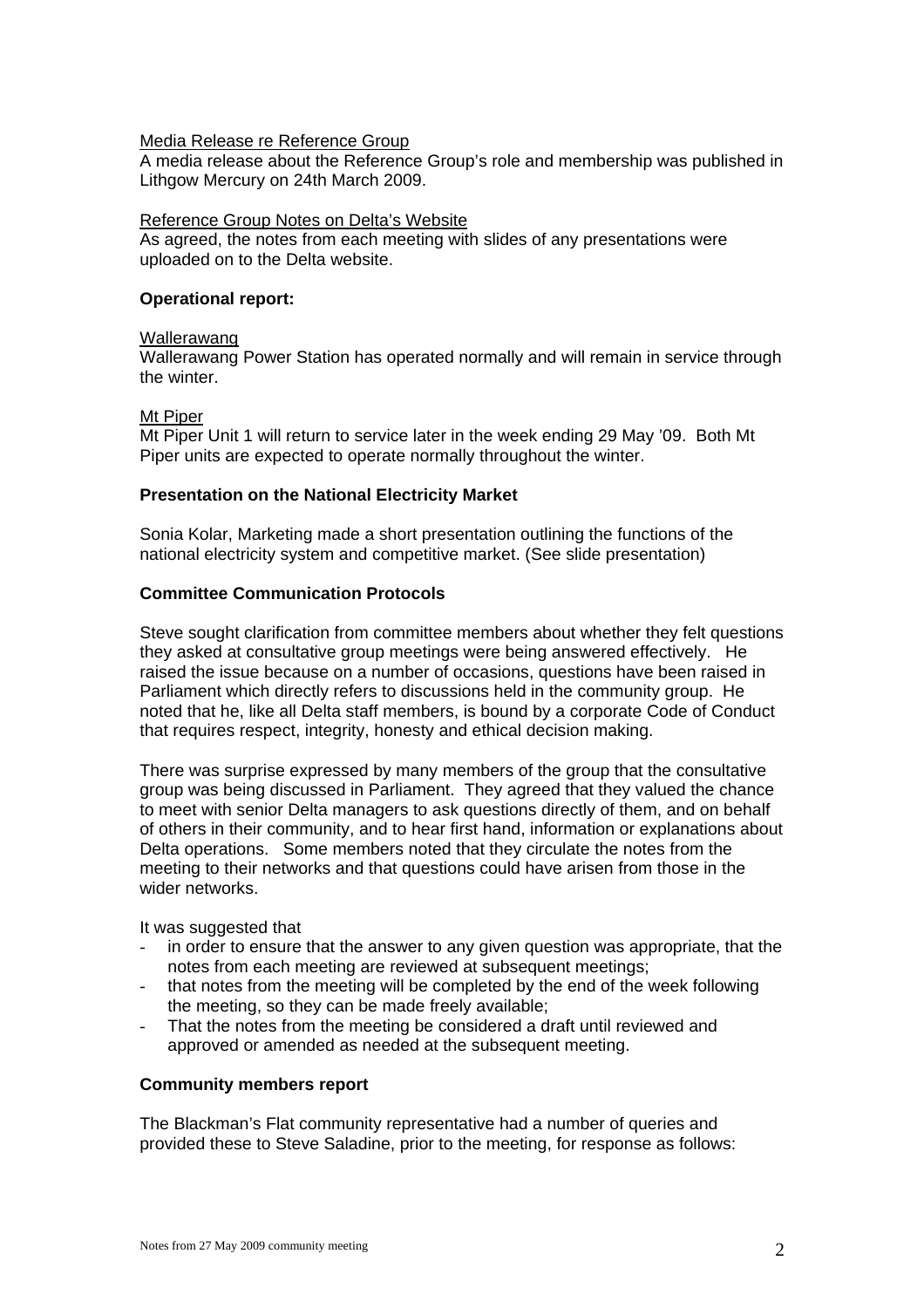Media Release re Reference Group

A media release about the Reference Group's role and membership was published in Lithgow Mercury on 24th March 2009.

Reference Group Notes on Delta's Website

As agreed, the notes from each meeting with slides of any presentations were uploaded on to the Delta website.

**Operational report:**

Wallerawang

Wallerawang Power Station has operated normally and will remain in service through the winter.

Mt Piper

Mt Piper Unit 1 will return to service later in the week ending 29 May '09. Both Mt Piper units are expected to operate normally throughout the winter.

**Presentation on the National Electricity Market**

Sonia Kolar, Marketing made a short presentation outlining the functions of the national electricity system and competitive market. (See slide presentation)

**Committee Communication Protocols**

Steve sought clarification from committee members about whether they felt questions they asked at consultative group meetings were being answered effectively. He raised the issue because on a number of occasions, questions have been raised in Parliament which directly refers to discussions held in the community group. He noted that he, like all Delta staff members, is bound by a corporate Code of Conduct that requires respect, integrity, honesty and ethical decision making.

There was surprise expressed by many members of the group that the consultative group was being discussed in Parliament. They agreed that they valued the chance to meet with senior Delta managers to ask questions directly of them, and on behalf of others in their community, and to hear first hand, information or explanations about Delta operations. Some members noted that they circulate the notes from the meeting to their networks and that questions could have arisen from those in the wider networks.

It was suggested that

- in order to ensure that the answer to any given question was appropriate, that the notes from each meeting are reviewed at subsequent meetings;
- that notes from the meeting will be completed by the end of the week following the meeting, so they can be made freely available;
- That the notes from the meeting be considered a draft until reviewed and approved or amended as needed at the subsequent meeting.

**Community members report**

The Blackman's Flat community representative had a number of queries and provided these to Steve Saladine, prior to the meeting, for response as follows: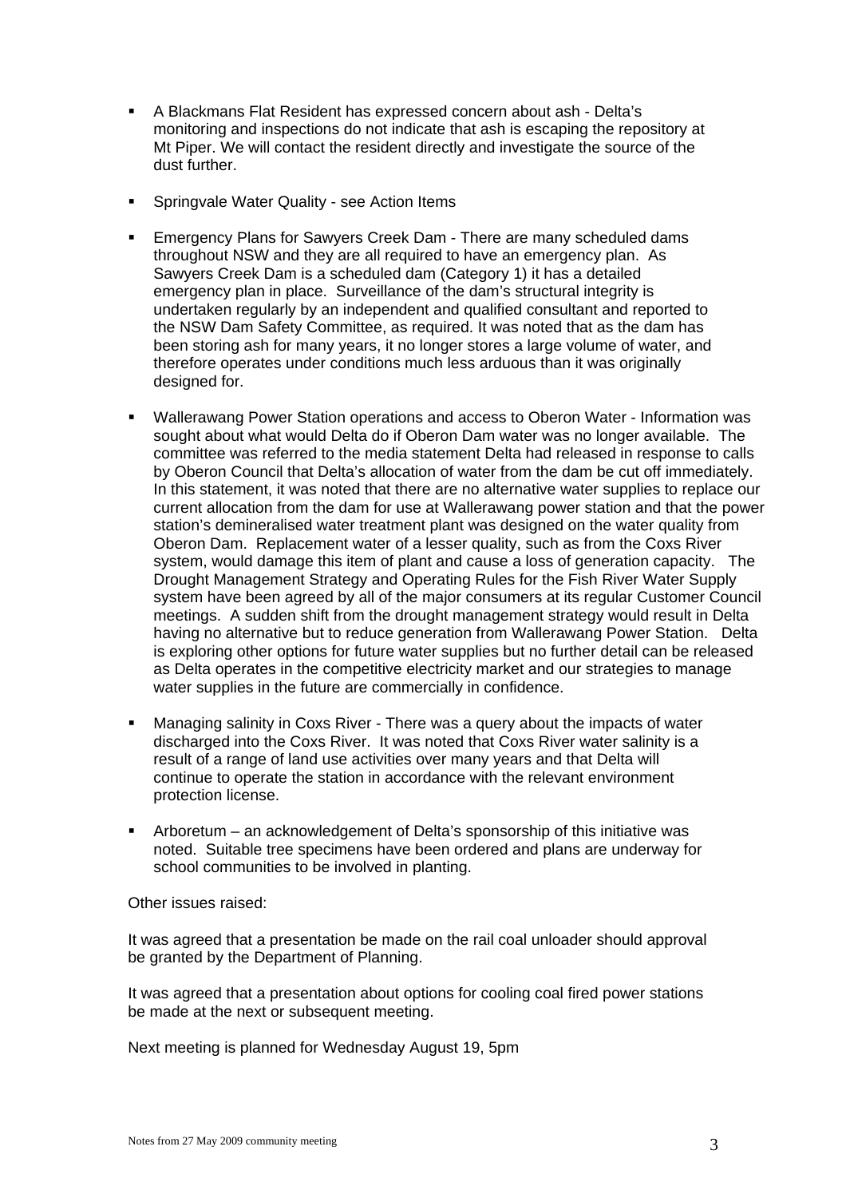- A Blackmans Flat Resident has expressed concern about ash - Delta's monitoring and inspections do not indicate that ash is escaping the repository at Mt Piper. We will contact the resident directly and investigate the source of the dust further.

- Springvale Water Quality - see Action Items

- Emergency Plans for Sawyers Creek Dam - There are many scheduled dams throughout NSW and they are all required to have an emergency plan. As Sawyers Creek Dam is a scheduled dam (Category 1) it has a detailed emergency plan in place. Surveillance of the dam's structural integrity is undertaken regularly by an independent and qualified consultant and reported to the NSW Dam Safety Committee, as required. It was noted that as the dam has been storing ash for many years, it no longer stores a large volume of water, and therefore operates under conditions much less arduous than it was originally designed for.

- Wallerawang Power Station operations and access to Oberon Water - Information was sought about what would Delta do if Oberon Dam water was no longer available. The committee was referred to the media statement Delta had released in response to calls by Oberon Council that Delta's allocation of water from the dam be cut off immediately. In this statement, it was noted that there are no alternative water supplies to replace our current allocation from the dam for use at Wallerawang power station and that the power station's demineralised water treatment plant was designed on the water quality from Oberon Dam. Replacement water of a lesser quality, such as from the Coxs River system, would damage this item of plant and cause a loss of generation capacity. The Drought Management Strategy and Operating Rules for the Fish River Water Supply system have been agreed by all of the major consumers at its regular Customer Council meetings. A sudden shift from the drought management strategy would result in Delta having no alternative but to reduce generation from Wallerawang Power Station. Delta is exploring other options for future water supplies but no further detail can be released as Delta operates in the competitive electricity market and our strategies to manage water supplies in the future are commercially in confidence.

- Managing salinity in Coxs River - There was a query about the impacts of water discharged into the Coxs River. It was noted that Coxs River water salinity is a result of a range of land use activities over many years and that Delta will continue to operate the station in accordance with the relevant environment protection license.

- Arboretum – an acknowledgement of Delta's sponsorship of this initiative was noted. Suitable tree specimens have been ordered and plans are underway for school communities to be involved in planting.

Other issues raised:

It was agreed that a presentation be made on the rail coal unloader should approval be granted by the Department of Planning.

It was agreed that a presentation about options for cooling coal fired power stations be made at the next or subsequent meeting.

Next meeting is planned for Wednesday August 19, 5pm